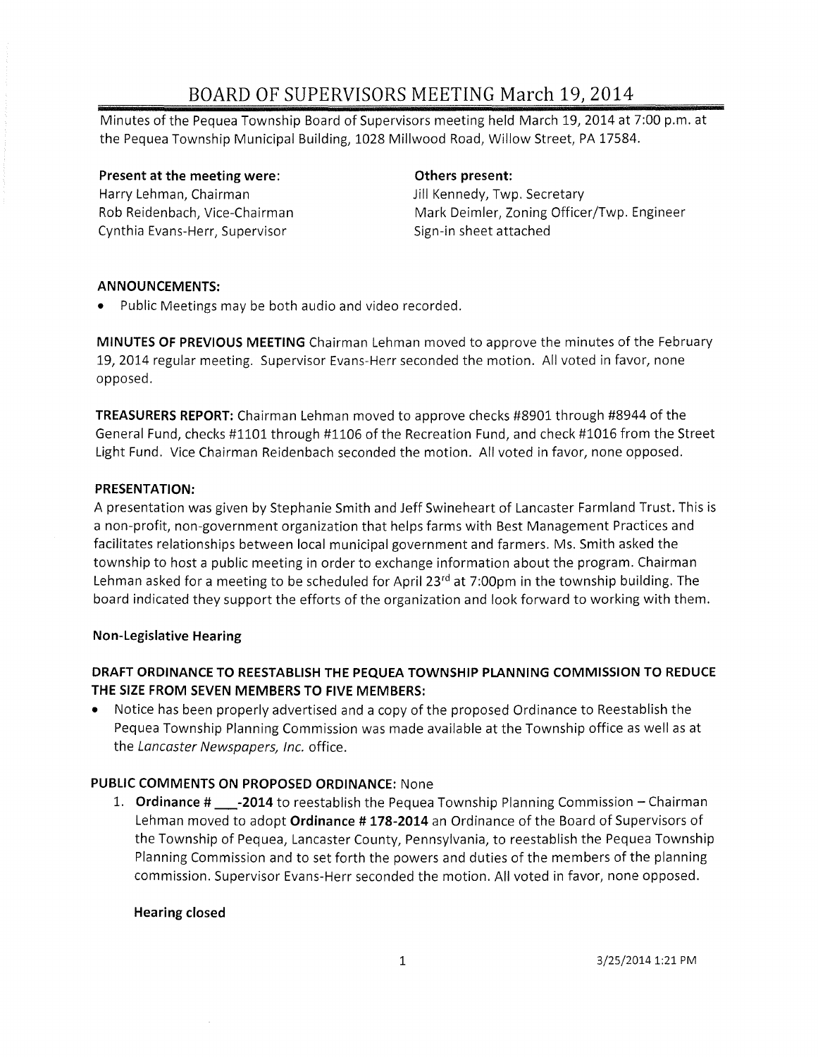# BOARD OF SUPERVISORS MEETING March 19, 2014

Minutes of the Pequea Township Board of Supervisors meeting held March 19, 2014 at 7:00 p.m. at the Pequea Township Municipal Building, 1028 Millwood Road, Willow Street, PA 17584.

**Present at the meeting were:**
Harry Lehman, Chairman
Rob Reidenbach, Vice-Chairman
Cynthia Evans-Herr, Supervisor

**Others present:**
Jill Kennedy, Twp. Secretary
Mark Deimler, Zoning Officer/Twp. Engineer
Sign-in sheet attached

**ANNOUNCEMENTS:**

- Public Meetings may be both audio and video recorded.

**MINUTES OF PREVIOUS MEETING** Chairman Lehman moved to approve the minutes of the February 19, 2014 regular meeting. Supervisor Evans-Herr seconded the motion. All voted in favor, none opposed.

**TREASURERS REPORT:** Chairman Lehman moved to approve checks #8901 through #8944 of the General Fund, checks #1101 through #1106 of the Recreation Fund, and check #1016 from the Street Light Fund. Vice Chairman Reidenbach seconded the motion. All voted in favor, none opposed.

**PRESENTATION:**
A presentation was given by Stephanie Smith and Jeff Swineheart of Lancaster Farmland Trust. This is a non-profit, non-government organization that helps farms with Best Management Practices and facilitates relationships between local municipal government and farmers. Ms. Smith asked the township to host a public meeting in order to exchange information about the program. Chairman Lehman asked for a meeting to be scheduled for April 23rd at 7:00pm in the township building. The board indicated they support the efforts of the organization and look forward to working with them.

**Non-Legislative Hearing**

**DRAFT ORDINANCE TO REESTABLISH THE PEQUEA TOWNSHIP PLANNING COMMISSION TO REDUCE THE SIZE FROM SEVEN MEMBERS TO FIVE MEMBERS:**

- Notice has been properly advertised and a copy of the proposed Ordinance to Reestablish the Pequea Township Planning Commission was made available at the Township office as well as at the *Lancaster Newspapers, Inc.* office.

**PUBLIC COMMENTS ON PROPOSED ORDINANCE:** None

1. **Ordinance # \_\_\_-2014** to reestablish the Pequea Township Planning Commission – Chairman Lehman moved to adopt **Ordinance # 178-2014** an Ordinance of the Board of Supervisors of the Township of Pequea, Lancaster County, Pennsylvania, to reestablish the Pequea Township Planning Commission and to set forth the powers and duties of the members of the planning commission. Supervisor Evans-Herr seconded the motion. All voted in favor, none opposed.

**Hearing closed**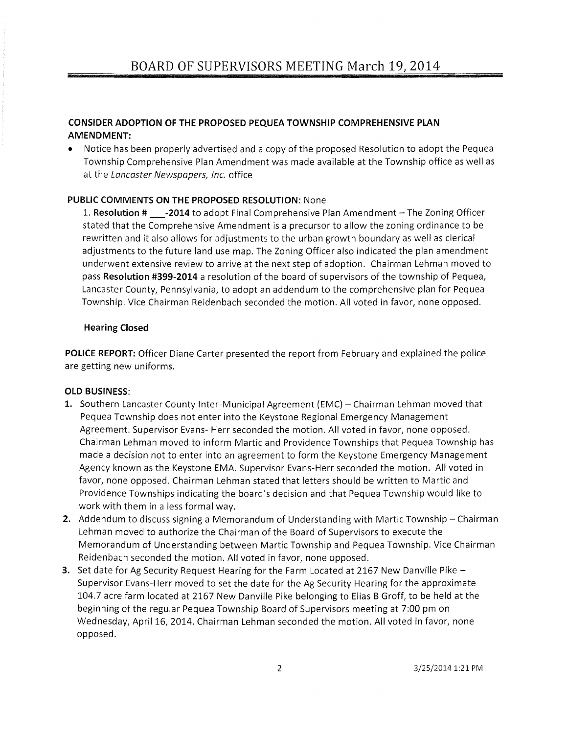# BOARD OF SUPERVISORS MEETING March 19, 2014

**CONSIDER ADOPTION OF THE PROPOSED PEQUEA TOWNSHIP COMPREHENSIVE PLAN AMENDMENT:**

- Notice has been properly advertised and a copy of the proposed Resolution to adopt the Pequea Township Comprehensive Plan Amendment was made available at the Township office as well as at the *Lancaster Newspapers, Inc.* office

**PUBLIC COMMENTS ON THE PROPOSED RESOLUTION**: None

1. **Resolution # \_\_\_-2014** to adopt Final Comprehensive Plan Amendment – The Zoning Officer stated that the Comprehensive Amendment is a precursor to allow the zoning ordinance to be rewritten and it also allows for adjustments to the urban growth boundary as well as clerical adjustments to the future land use map. The Zoning Officer also indicated the plan amendment underwent extensive review to arrive at the next step of adoption. Chairman Lehman moved to pass **Resolution #399-2014** a resolution of the board of supervisors of the township of Pequea, Lancaster County, Pennsylvania, to adopt an addendum to the comprehensive plan for Pequea Township. Vice Chairman Reidenbach seconded the motion. All voted in favor, none opposed.

**Hearing Closed**

**POLICE REPORT:** Officer Diane Carter presented the report from February and explained the police are getting new uniforms.

**OLD BUSINESS:**

1. Southern Lancaster County Inter-Municipal Agreement (EMC) – Chairman Lehman moved that Pequea Township does not enter into the Keystone Regional Emergency Management Agreement. Supervisor Evans- Herr seconded the motion. All voted in favor, none opposed. Chairman Lehman moved to inform Martic and Providence Townships that Pequea Township has made a decision not to enter into an agreement to form the Keystone Emergency Management Agency known as the Keystone EMA. Supervisor Evans-Herr seconded the motion. All voted in favor, none opposed. Chairman Lehman stated that letters should be written to Martic and Providence Townships indicating the board's decision and that Pequea Township would like to work with them in a less formal way.
2. Addendum to discuss signing a Memorandum of Understanding with Martic Township – Chairman Lehman moved to authorize the Chairman of the Board of Supervisors to execute the Memorandum of Understanding between Martic Township and Pequea Township. Vice Chairman Reidenbach seconded the motion. All voted in favor, none opposed.
3. Set date for Ag Security Request Hearing for the Farm Located at 2167 New Danville Pike – Supervisor Evans-Herr moved to set the date for the Ag Security Hearing for the approximate 104.7 acre farm located at 2167 New Danville Pike belonging to Elias B Groff, to be held at the beginning of the regular Pequea Township Board of Supervisors meeting at 7:00 pm on Wednesday, April 16, 2014. Chairman Lehman seconded the motion. All voted in favor, none opposed.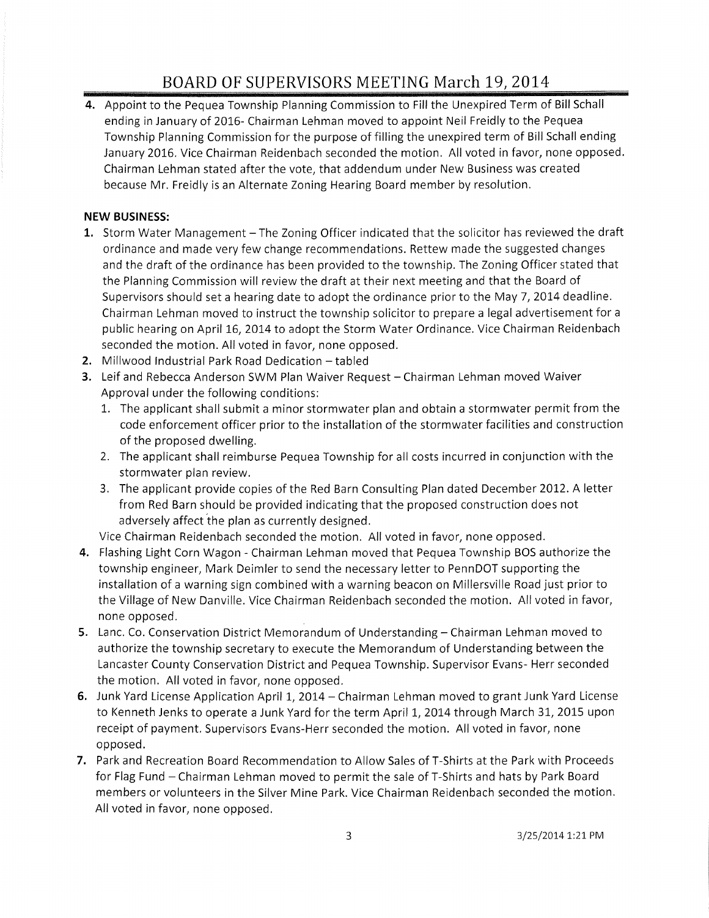# BOARD OF SUPERVISORS MEETING March 19, 2014

4. Appoint to the Pequea Township Planning Commission to Fill the Unexpired Term of Bill Schall ending in January of 2016- Chairman Lehman moved to appoint Neil Freidly to the Pequea Township Planning Commission for the purpose of filling the unexpired term of Bill Schall ending January 2016. Vice Chairman Reidenbach seconded the motion. All voted in favor, none opposed. Chairman Lehman stated after the vote, that addendum under New Business was created because Mr. Freidly is an Alternate Zoning Hearing Board member by resolution.

**NEW BUSINESS:**

1. Storm Water Management – The Zoning Officer indicated that the solicitor has reviewed the draft ordinance and made very few change recommendations. Rettew made the suggested changes and the draft of the ordinance has been provided to the township. The Zoning Officer stated that the Planning Commission will review the draft at their next meeting and that the Board of Supervisors should set a hearing date to adopt the ordinance prior to the May 7, 2014 deadline. Chairman Lehman moved to instruct the township solicitor to prepare a legal advertisement for a public hearing on April 16, 2014 to adopt the Storm Water Ordinance. Vice Chairman Reidenbach seconded the motion. All voted in favor, none opposed.
2. Millwood Industrial Park Road Dedication – tabled
3. Leif and Rebecca Anderson SWM Plan Waiver Request – Chairman Lehman moved Waiver Approval under the following conditions:
   1. The applicant shall submit a minor stormwater plan and obtain a stormwater permit from the code enforcement officer prior to the installation of the stormwater facilities and construction of the proposed dwelling.
   2. The applicant shall reimburse Pequea Township for all costs incurred in conjunction with the stormwater plan review.
   3. The applicant provide copies of the Red Barn Consulting Plan dated December 2012. A letter from Red Barn should be provided indicating that the proposed construction does not adversely affect the plan as currently designed.

   Vice Chairman Reidenbach seconded the motion. All voted in favor, none opposed.
4. Flashing Light Corn Wagon - Chairman Lehman moved that Pequea Township BOS authorize the township engineer, Mark Deimler to send the necessary letter to PennDOT supporting the installation of a warning sign combined with a warning beacon on Millersville Road just prior to the Village of New Danville. Vice Chairman Reidenbach seconded the motion. All voted in favor, none opposed.
5. Lanc. Co. Conservation District Memorandum of Understanding – Chairman Lehman moved to authorize the township secretary to execute the Memorandum of Understanding between the Lancaster County Conservation District and Pequea Township. Supervisor Evans- Herr seconded the motion. All voted in favor, none opposed.
6. Junk Yard License Application April 1, 2014 – Chairman Lehman moved to grant Junk Yard License to Kenneth Jenks to operate a Junk Yard for the term April 1, 2014 through March 31, 2015 upon receipt of payment. Supervisors Evans-Herr seconded the motion. All voted in favor, none opposed.
7. Park and Recreation Board Recommendation to Allow Sales of T-Shirts at the Park with Proceeds for Flag Fund – Chairman Lehman moved to permit the sale of T-Shirts and hats by Park Board members or volunteers in the Silver Mine Park. Vice Chairman Reidenbach seconded the motion. All voted in favor, none opposed.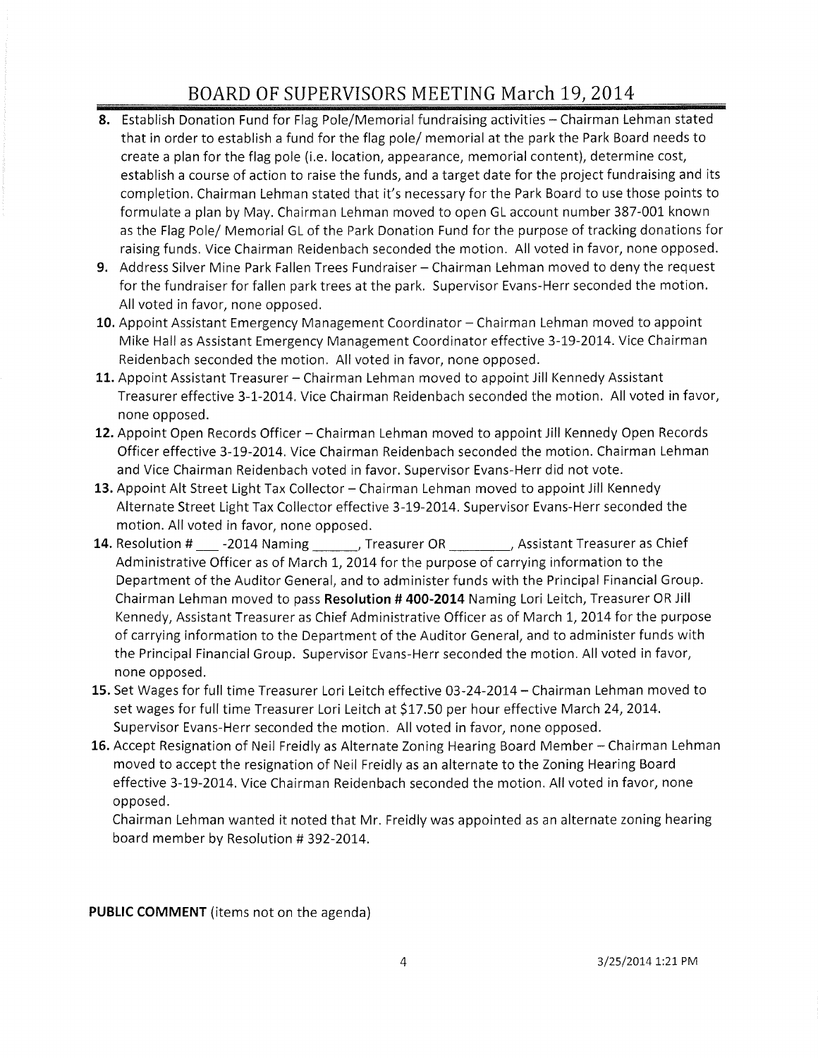# BOARD OF SUPERVISORS MEETING March 19, 2014

8. Establish Donation Fund for Flag Pole/Memorial fundraising activities – Chairman Lehman stated that in order to establish a fund for the flag pole/ memorial at the park the Park Board needs to create a plan for the flag pole (i.e. location, appearance, memorial content), determine cost, establish a course of action to raise the funds, and a target date for the project fundraising and its completion. Chairman Lehman stated that it's necessary for the Park Board to use those points to formulate a plan by May. Chairman Lehman moved to open GL account number 387-001 known as the Flag Pole/ Memorial GL of the Park Donation Fund for the purpose of tracking donations for raising funds. Vice Chairman Reidenbach seconded the motion. All voted in favor, none opposed.
9. Address Silver Mine Park Fallen Trees Fundraiser – Chairman Lehman moved to deny the request for the fundraiser for fallen park trees at the park. Supervisor Evans-Herr seconded the motion. All voted in favor, none opposed.
10. Appoint Assistant Emergency Management Coordinator – Chairman Lehman moved to appoint Mike Hall as Assistant Emergency Management Coordinator effective 3-19-2014. Vice Chairman Reidenbach seconded the motion. All voted in favor, none opposed.
11. Appoint Assistant Treasurer – Chairman Lehman moved to appoint Jill Kennedy Assistant Treasurer effective 3-1-2014. Vice Chairman Reidenbach seconded the motion. All voted in favor, none opposed.
12. Appoint Open Records Officer – Chairman Lehman moved to appoint Jill Kennedy Open Records Officer effective 3-19-2014. Vice Chairman Reidenbach seconded the motion. Chairman Lehman and Vice Chairman Reidenbach voted in favor. Supervisor Evans-Herr did not vote.
13. Appoint Alt Street Light Tax Collector – Chairman Lehman moved to appoint Jill Kennedy Alternate Street Light Tax Collector effective 3-19-2014. Supervisor Evans-Herr seconded the motion. All voted in favor, none opposed.
14. Resolution # ___ -2014 Naming ______, Treasurer OR ________, Assistant Treasurer as Chief Administrative Officer as of March 1, 2014 for the purpose of carrying information to the Department of the Auditor General, and to administer funds with the Principal Financial Group. Chairman Lehman moved to pass **Resolution # 400-2014** Naming Lori Leitch, Treasurer OR Jill Kennedy, Assistant Treasurer as Chief Administrative Officer as of March 1, 2014 for the purpose of carrying information to the Department of the Auditor General, and to administer funds with the Principal Financial Group. Supervisor Evans-Herr seconded the motion. All voted in favor, none opposed.
15. Set Wages for full time Treasurer Lori Leitch effective 03-24-2014 – Chairman Lehman moved to set wages for full time Treasurer Lori Leitch at $17.50 per hour effective March 24, 2014. Supervisor Evans-Herr seconded the motion. All voted in favor, none opposed.
16. Accept Resignation of Neil Freidly as Alternate Zoning Hearing Board Member – Chairman Lehman moved to accept the resignation of Neil Freidly as an alternate to the Zoning Hearing Board effective 3-19-2014. Vice Chairman Reidenbach seconded the motion. All voted in favor, none opposed.

    Chairman Lehman wanted it noted that Mr. Freidly was appointed as an alternate zoning hearing board member by Resolution # 392-2014.

**PUBLIC COMMENT** (items not on the agenda)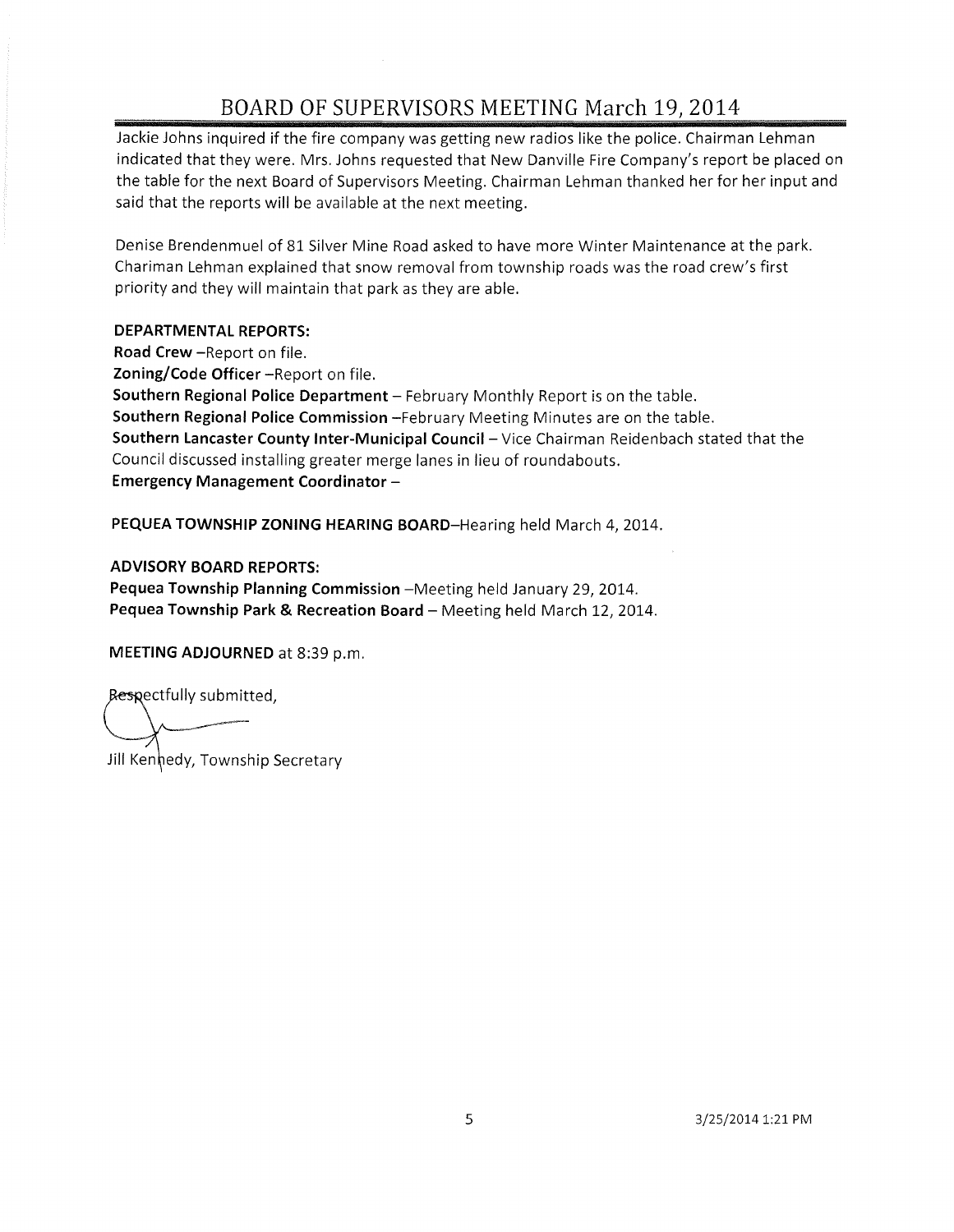Jackie Johns inquired if the fire company was getting new radios like the police. Chairman Lehman indicated that they were. Mrs. Johns requested that New Danville Fire Company's report be placed on the table for the next Board of Supervisors Meeting. Chairman Lehman thanked her for her input and said that the reports will be available at the next meeting.

Denise Brendenmuel of 81 Silver Mine Road asked to have more Winter Maintenance at the park. Chariman Lehman explained that snow removal from township roads was the road crew's first priority and they will maintain that park as they are able.

**DEPARTMENTAL REPORTS:**

**Road Crew** –Report on file.
**Zoning/Code Officer** –Report on file.
**Southern Regional Police Department** – February Monthly Report is on the table.
**Southern Regional Police Commission** –February Meeting Minutes are on the table.
**Southern Lancaster County Inter-Municipal Council** – Vice Chairman Reidenbach stated that the Council discussed installing greater merge lanes in lieu of roundabouts.
**Emergency Management Coordinator** –

**PEQUEA TOWNSHIP ZONING HEARING BOARD**–Hearing held March 4, 2014.

**ADVISORY BOARD REPORTS:**

**Pequea Township Planning Commission** –Meeting held January 29, 2014.
**Pequea Township Park & Recreation Board** – Meeting held March 12, 2014.

**MEETING ADJOURNED** at 8:39 p.m.

Respectfully submitted,

Jill Kennedy, Township Secretary